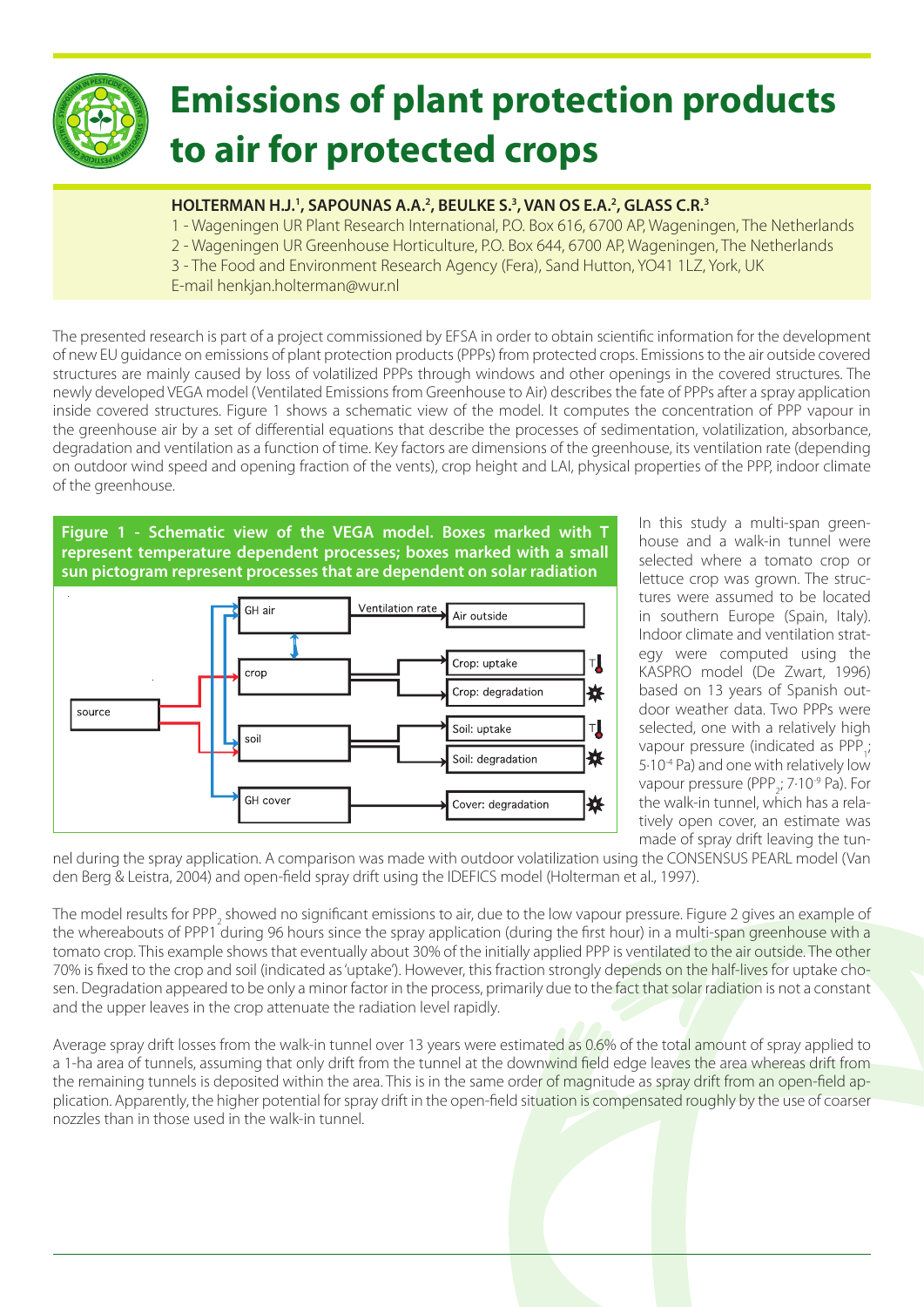# Emissions of plant protection products to air for protected crops

**HOLTERMAN H.J.[1], SAPOUNAS A.A.[2], BEULKE S.[3], VAN OS E.A.[2], GLASS C.R.[3]**

1 - Wageningen UR Plant Research International, P.O. Box 616, 6700 AP, Wageningen, The Netherlands
2 - Wageningen UR Greenhouse Horticulture, P.O. Box 644, 6700 AP, Wageningen, The Netherlands
3 - The Food and Environment Research Agency (Fera), Sand Hutton, YO41 1LZ, York, UK
E-mail henkjan.holterman@wur.nl

The presented research is part of a project commissioned by EFSA in order to obtain scientific information for the development of new EU guidance on emissions of plant protection products (PPPs) from protected crops. Emissions to the air outside covered structures are mainly caused by loss of volatilized PPPs through windows and other openings in the covered structures. The newly developed VEGA model (Ventilated Emissions from Greenhouse to Air) describes the fate of PPPs after a spray application inside covered structures. Figure 1 shows a schematic view of the model. It computes the concentration of PPP vapour in the greenhouse air by a set of differential equations that describe the processes of sedimentation, volatilization, absorbance, degradation and ventilation as a function of time. Key factors are dimensions of the greenhouse, its ventilation rate (depending on outdoor wind speed and opening fraction of the vents), crop height and LAI, physical properties of the PPP, indoor climate of the greenhouse.

**Figure 1 - Schematic view of the VEGA model. Boxes marked with T represent temperature dependent processes; boxes marked with a small sun pictogram represent processes that are dependent on solar radiation**

In this study a multi-span greenhouse and a walk-in tunnel were selected where a tomato crop or lettuce crop was grown. The structures were assumed to be located in southern Europe (Spain, Italy). Indoor climate and ventilation strategy were computed using the KASPRO model (De Zwart, 1996) based on 13 years of Spanish outdoor weather data. Two PPPs were selected, one with a relatively high vapour pressure (indicated as $PPP_1$; $5 \cdot 10^{-4}$ Pa) and one with relatively low vapour pressure ($PPP_2$; $7 \cdot 10^{-9}$ Pa). For the walk-in tunnel, which has a relatively open cover, an estimate was made of spray drift leaving the tunnel during the spray application. A comparison was made with outdoor volatilization using the CONSENSUS PEARL model (Van den Berg & Leistra, 2004) and open-field spray drift using the IDEFICS model (Holterman et al., 1997).

The model results for $PPP_2$ showed no significant emissions to air, due to the low vapour pressure. Figure 2 gives an example of the whereabouts of PPP1 during 96 hours since the spray application (during the first hour) in a multi-span greenhouse with a tomato crop. This example shows that eventually about 30% of the initially applied PPP is ventilated to the air outside. The other 70% is fixed to the crop and soil (indicated as 'uptake'). However, this fraction strongly depends on the half-lives for uptake chosen. Degradation appeared to be only a minor factor in the process, primarily due to the fact that solar radiation is not a constant and the upper leaves in the crop attenuate the radiation level rapidly.

Average spray drift losses from the walk-in tunnel over 13 years were estimated as 0.6% of the total amount of spray applied to a 1-ha area of tunnels, assuming that only drift from the tunnel at the downwind field edge leaves the area whereas drift from the remaining tunnels is deposited within the area. This is in the same order of magnitude as spray drift from an open-field application. Apparently, the higher potential for spray drift in the open-field situation is compensated roughly by the use of coarser nozzles than in those used in the walk-in tunnel.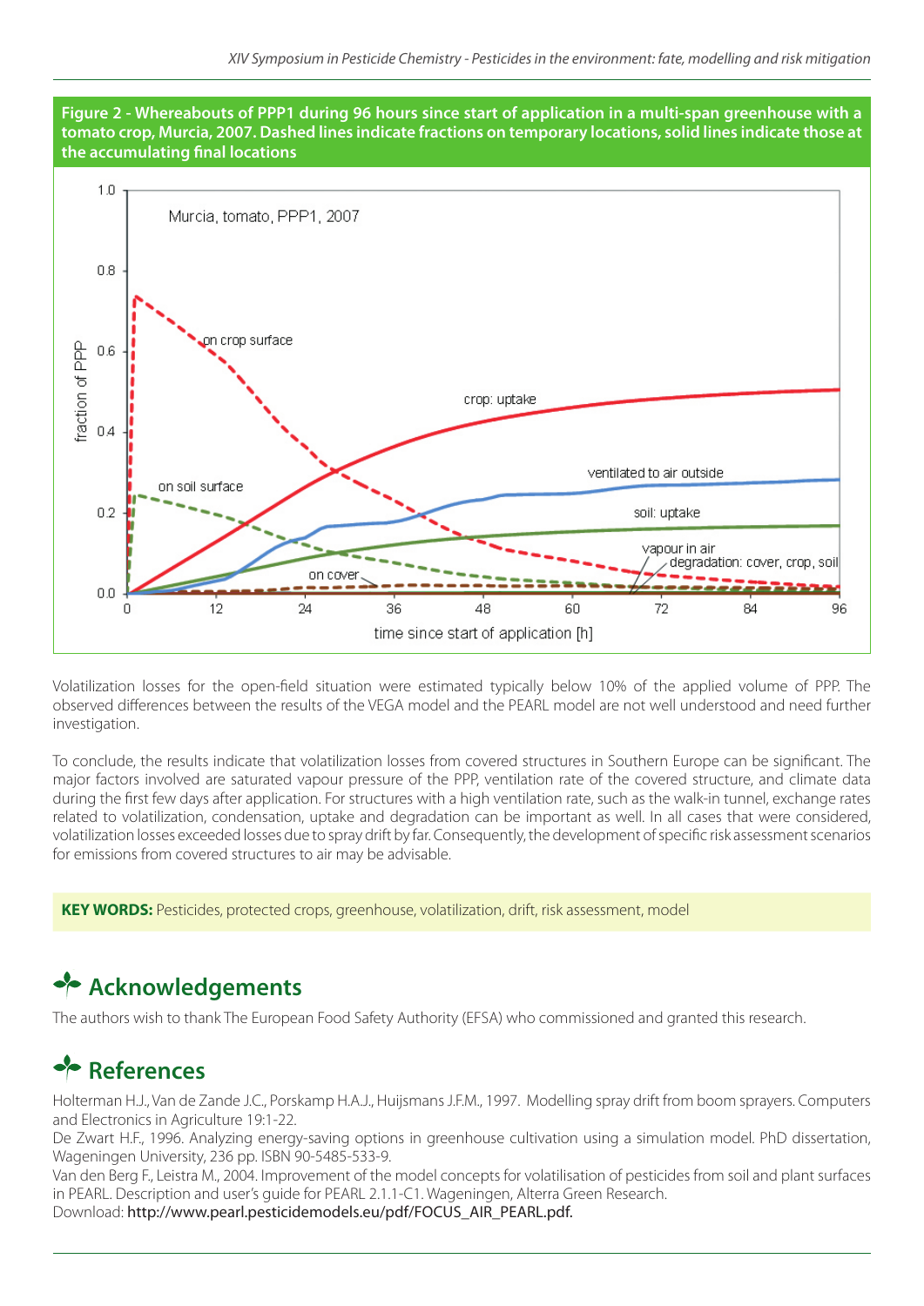**Figure 2 - Whereabouts of PPP1 during 96 hours since start of application in a multi-span greenhouse with a tomato crop, Murcia, 2007. Dashed lines indicate fractions on temporary locations, solid lines indicate those at the accumulating final locations**

Murcia, tomato, PPP1, 2007

fraction of PPP

1.0
0.8
0.6
0.4
0.2
0.0

0
12
24
36
48
60
72
84
96

time since start of application [h]

on crop surface
crop: uptake
ventilated to air outside
on soil surface
soil: uptake
vapour in air
degradation: cover, crop, soil
on cover

Volatilization losses for the open-field situation were estimated typically below 10% of the applied volume of PPP. The observed differences between the results of the VEGA model and the PEARL model are not well understood and need further investigation.

To conclude, the results indicate that volatilization losses from covered structures in Southern Europe can be significant. The major factors involved are saturated vapour pressure of the PPP, ventilation rate of the covered structure, and climate data during the first few days after application. For structures with a high ventilation rate, such as the walk-in tunnel, exchange rates related to volatilization, condensation, uptake and degradation can be important as well. In all cases that were considered, volatilization losses exceeded losses due to spray drift by far. Consequently, the development of specific risk assessment scenarios for emissions from covered structures to air may be advisable.

**KEY WORDS:** Pesticides, protected crops, greenhouse, volatilization, drift, risk assessment, model

## Acknowledgements

The authors wish to thank The European Food Safety Authority (EFSA) who commissioned and granted this research.

## References

Holterman H.J., Van de Zande J.C., Porskamp H.A.J., Huijsmans J.F.M., 1997. Modelling spray drift from boom sprayers. Computers and Electronics in Agriculture 19:1-22.

De Zwart H.F., 1996. Analyzing energy-saving options in greenhouse cultivation using a simulation model. PhD dissertation, Wageningen University, 236 pp. ISBN 90-5485-533-9.

Van den Berg F., Leistra M., 2004. Improvement of the model concepts for volatilisation of pesticides from soil and plant surfaces in PEARL. Description and user's guide for PEARL 2.1.1-C1. Wageningen, Alterra Green Research.
Download: **http://www.pearl.pesticidemodels.eu/pdf/FOCUS_AIR_PEARL.pdf.**